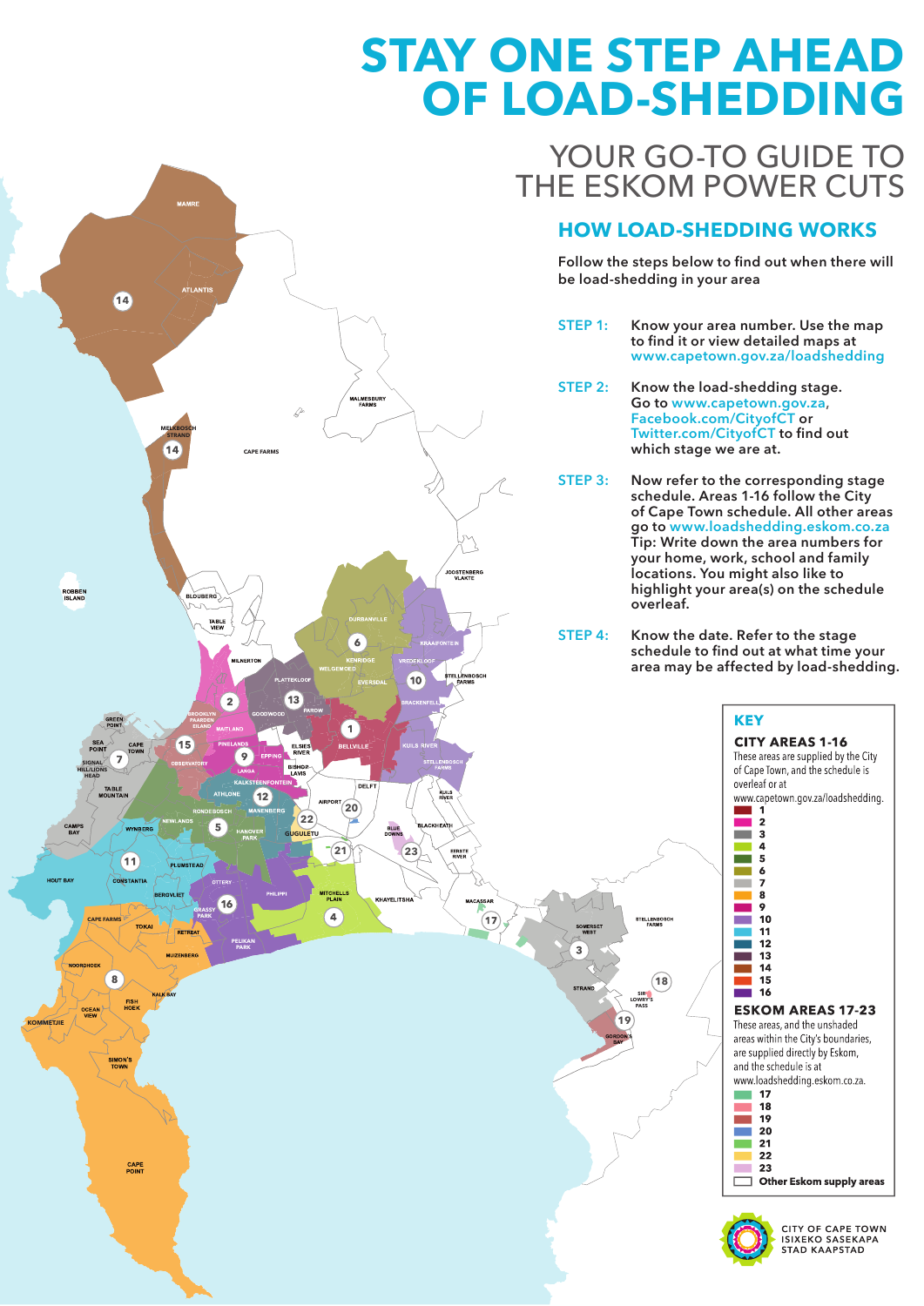# STAY ONE STEP AHEAD OF LOAD-SHEDDING

## YOUR GO-TO GUIDE TO THE ESKOM POWER CUTS

### HOW LOAD-SHEDDING WORKS

Follow the steps below to find out when there will be load-shedding in your area

**STEP 1:** Know your area number. Use the map to find it or view detailed maps at www.capetown.gov.za/loadshedding

**STEP 2:** Know the load-shedding stage. Go to www.capetown.gov.za, Facebook.com/CityofCT or Twitter.com/CityofCT to find out which stage we are at.

**STEP 3:** Now refer to the corresponding stage schedule. Areas 1-16 follow the City of Cape Town schedule. All other areas go to www.loadshedding.eskom.co.za
Tip: Write down the area numbers for your home, work, school and family locations. You might also like to highlight your area(s) on the schedule overleaf.

**STEP 4:** Know the date. Refer to the stage schedule to find out at what time your area may be affected by load-shedding.

### KEY

**CITY AREAS 1-16**

These areas are supplied by the City of Cape Town, and the schedule is overleaf or at www.capetown.gov.za/loadshedding.

1, 2, 3, 4, 5, 6, 7, 8, 9, 10, 11, 12, 13, 14, 15, 16

**ESKOM AREAS 17-23**

These areas, and the unshaded areas within the City's boundaries, are supplied directly by Eskom, and the schedule is at www.loadshedding.eskom.co.za.

17, 18, 19, 20, 21, 22, 23

Other Eskom supply areas

CITY OF CAPE TOWN
ISIXEKO SASEKAPA
STAD KAAPSTAD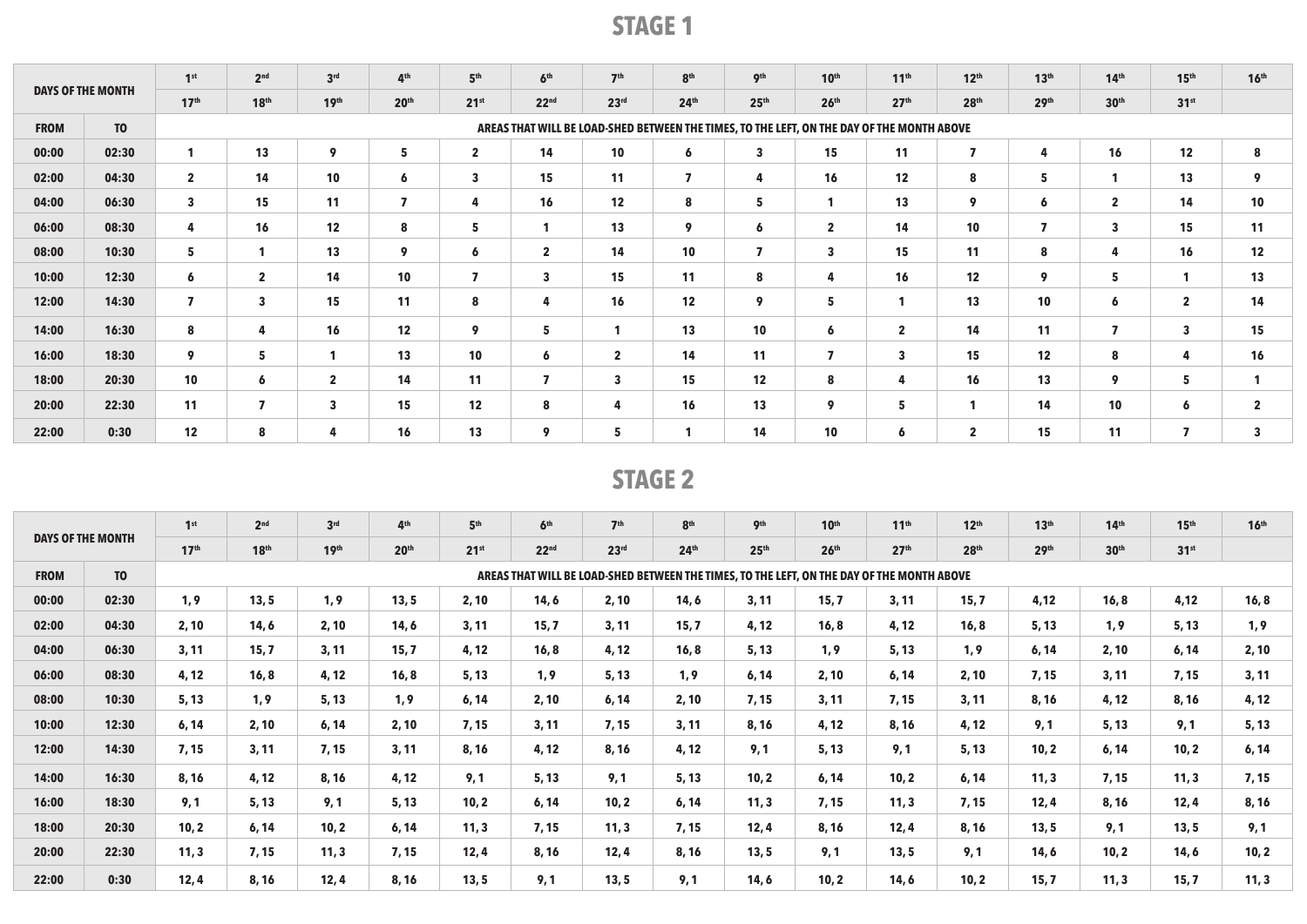## STAGE 1

| DAYS OF THE MONTH | | 1st | 2nd | 3rd | 4th | 5th | 6th | 7th | 8th | 9th | 10th | 11th | 12th | 13th | 14th | 15th | 16th |
|---|---|---|---|---|---|---|---|---|---|---|---|---|---|---|---|---|---|
| | | 17th | 18th | 19th | 20th | 21st | 22nd | 23rd | 24th | 25th | 26th | 27th | 28th | 29th | 30th | 31st | |
| **FROM** | **TO** | AREAS THAT WILL BE LOAD-SHED BETWEEN THE TIMES, TO THE LEFT, ON THE DAY OF THE MONTH ABOVE | | | | | | | | | | | | | | | |
| 00:00 | 02:30 | 1 | 13 | 9 | 5 | 2 | 14 | 10 | 6 | 3 | 15 | 11 | 7 | 4 | 16 | 12 | 8 |
| 02:00 | 04:30 | 2 | 14 | 10 | 6 | 3 | 15 | 11 | 7 | 4 | 16 | 12 | 8 | 5 | 1 | 13 | 9 |
| 04:00 | 06:30 | 3 | 15 | 11 | 7 | 4 | 16 | 12 | 8 | 5 | 1 | 13 | 9 | 6 | 2 | 14 | 10 |
| 06:00 | 08:30 | 4 | 16 | 12 | 8 | 5 | 1 | 13 | 9 | 6 | 2 | 14 | 10 | 7 | 3 | 15 | 11 |
| 08:00 | 10:30 | 5 | 1 | 13 | 9 | 6 | 2 | 14 | 10 | 7 | 3 | 15 | 11 | 8 | 4 | 16 | 12 |
| 10:00 | 12:30 | 6 | 2 | 14 | 10 | 7 | 3 | 15 | 11 | 8 | 4 | 16 | 12 | 9 | 5 | 1 | 13 |
| 12:00 | 14:30 | 7 | 3 | 15 | 11 | 8 | 4 | 16 | 12 | 9 | 5 | 1 | 13 | 10 | 6 | 2 | 14 |
| 14:00 | 16:30 | 8 | 4 | 16 | 12 | 9 | 5 | 1 | 13 | 10 | 6 | 2 | 14 | 11 | 7 | 3 | 15 |
| 16:00 | 18:30 | 9 | 5 | 1 | 13 | 10 | 6 | 2 | 14 | 11 | 7 | 3 | 15 | 12 | 8 | 4 | 16 |
| 18:00 | 20:30 | 10 | 6 | 2 | 14 | 11 | 7 | 3 | 15 | 12 | 8 | 4 | 16 | 13 | 9 | 5 | 1 |
| 20:00 | 22:30 | 11 | 7 | 3 | 15 | 12 | 8 | 4 | 16 | 13 | 9 | 5 | 1 | 14 | 10 | 6 | 2 |
| 22:00 | 0:30 | 12 | 8 | 4 | 16 | 13 | 9 | 5 | 1 | 14 | 10 | 6 | 2 | 15 | 11 | 7 | 3 |

## STAGE 2

| DAYS OF THE MONTH | | 1st | 2nd | 3rd | 4th | 5th | 6th | 7th | 8th | 9th | 10th | 11th | 12th | 13th | 14th | 15th | 16th |
|---|---|---|---|---|---|---|---|---|---|---|---|---|---|---|---|---|---|
| | | 17th | 18th | 19th | 20th | 21st | 22nd | 23rd | 24th | 25th | 26th | 27th | 28th | 29th | 30th | 31st | |
| **FROM** | **TO** | AREAS THAT WILL BE LOAD-SHED BETWEEN THE TIMES, TO THE LEFT, ON THE DAY OF THE MONTH ABOVE | | | | | | | | | | | | | | | |
| 00:00 | 02:30 | 1, 9 | 13, 5 | 1, 9 | 13, 5 | 2, 10 | 14, 6 | 2, 10 | 14, 6 | 3, 11 | 15, 7 | 3, 11 | 15, 7 | 4, 12 | 16, 8 | 4, 12 | 16, 8 |
| 02:00 | 04:30 | 2, 10 | 14, 6 | 2, 10 | 14, 6 | 3, 11 | 15, 7 | 3, 11 | 15, 7 | 4, 12 | 16, 8 | 4, 12 | 16, 8 | 5, 13 | 1, 9 | 5, 13 | 1, 9 |
| 04:00 | 06:30 | 3, 11 | 15, 7 | 3, 11 | 15, 7 | 4, 12 | 16, 8 | 4, 12 | 16, 8 | 5, 13 | 1, 9 | 5, 13 | 1, 9 | 6, 14 | 2, 10 | 6, 14 | 2, 10 |
| 06:00 | 08:30 | 4, 12 | 16, 8 | 4, 12 | 16, 8 | 5, 13 | 1, 9 | 5, 13 | 1, 9 | 6, 14 | 2, 10 | 6, 14 | 2, 10 | 7, 15 | 3, 11 | 7, 15 | 3, 11 |
| 08:00 | 10:30 | 5, 13 | 1, 9 | 5, 13 | 1, 9 | 6, 14 | 2, 10 | 6, 14 | 2, 10 | 7, 15 | 3, 11 | 7, 15 | 3, 11 | 8, 16 | 4, 12 | 8, 16 | 4, 12 |
| 10:00 | 12:30 | 6, 14 | 2, 10 | 6, 14 | 2, 10 | 7, 15 | 3, 11 | 7, 15 | 3, 11 | 8, 16 | 4, 12 | 8, 16 | 4, 12 | 9, 1 | 5, 13 | 9, 1 | 5, 13 |
| 12:00 | 14:30 | 7, 15 | 3, 11 | 7, 15 | 3, 11 | 8, 16 | 4, 12 | 8, 16 | 4, 12 | 9, 1 | 5, 13 | 9, 1 | 5, 13 | 10, 2 | 6, 14 | 10, 2 | 6, 14 |
| 14:00 | 16:30 | 8, 16 | 4, 12 | 8, 16 | 4, 12 | 9, 1 | 5, 13 | 9, 1 | 5, 13 | 10, 2 | 6, 14 | 10, 2 | 6, 14 | 11, 3 | 7, 15 | 11, 3 | 7, 15 |
| 16:00 | 18:30 | 9, 1 | 5, 13 | 9, 1 | 5, 13 | 10, 2 | 6, 14 | 10, 2 | 6, 14 | 11, 3 | 7, 15 | 11, 3 | 7, 15 | 12, 4 | 8, 16 | 12, 4 | 8, 16 |
| 18:00 | 20:30 | 10, 2 | 6, 14 | 10, 2 | 6, 14 | 11, 3 | 7, 15 | 11, 3 | 7, 15 | 12, 4 | 8, 16 | 12, 4 | 8, 16 | 13, 5 | 9, 1 | 13, 5 | 9, 1 |
| 20:00 | 22:30 | 11, 3 | 7, 15 | 11, 3 | 7, 15 | 12, 4 | 8, 16 | 12, 4 | 8, 16 | 13, 5 | 9, 1 | 13, 5 | 9, 1 | 14, 6 | 10, 2 | 14, 6 | 10, 2 |
| 22:00 | 0:30 | 12, 4 | 8, 16 | 12, 4 | 8, 16 | 13, 5 | 9, 1 | 13, 5 | 9, 1 | 14, 6 | 10, 2 | 14, 6 | 10, 2 | 15, 7 | 11, 3 | 15, 7 | 11, 3 |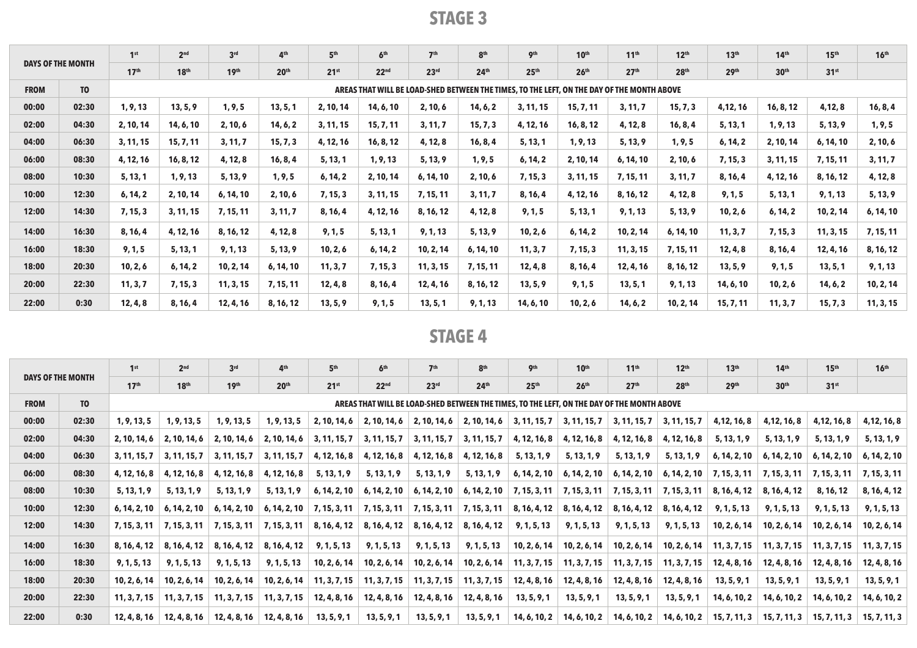## STAGE 3

| DAYS OF THE MONTH | | 1st | 2nd | 3rd | 4th | 5th | 6th | 7th | 8th | 9th | 10th | 11th | 12th | 13th | 14th | 15th | 16th |
|---|---|---|---|---|---|---|---|---|---|---|---|---|---|---|---|---|---|
| | | 17th | 18th | 19th | 20th | 21st | 22nd | 23rd | 24th | 25th | 26th | 27th | 28th | 29th | 30th | 31st | |
| FROM | TO | AREAS THAT WILL BE LOAD-SHED BETWEEN THE TIMES, TO THE LEFT, ON THE DAY OF THE MONTH ABOVE | | | | | | | | | | | | | | | |
| 00:00 | 02:30 | 1, 9, 13 | 13, 5, 9 | 1, 9, 5 | 13, 5, 1 | 2, 10, 14 | 14, 6, 10 | 2, 10, 6 | 14, 6, 2 | 3, 11, 15 | 15, 7, 11 | 3, 11, 7 | 15, 7, 3 | 4, 12, 16 | 16, 8, 12 | 4, 12, 8 | 16, 8, 4 |
| 02:00 | 04:30 | 2, 10, 14 | 14, 6, 10 | 2, 10, 6 | 14, 6, 2 | 3, 11, 15 | 15, 7, 11 | 3, 11, 7 | 15, 7, 3 | 4, 12, 16 | 16, 8, 12 | 4, 12, 8 | 16, 8, 4 | 5, 13, 1 | 1, 9, 13 | 5, 13, 9 | 1, 9, 5 |
| 04:00 | 06:30 | 3, 11, 15 | 15, 7, 11 | 3, 11, 7 | 15, 7, 3 | 4, 12, 16 | 16, 8, 12 | 4, 12, 8 | 16, 8, 4 | 5, 13, 1 | 1, 9, 13 | 5, 13, 9 | 1, 9, 5 | 6, 14, 2 | 2, 10, 14 | 6, 14, 10 | 2, 10, 6 |
| 06:00 | 08:30 | 4, 12, 16 | 16, 8, 12 | 4, 12, 8 | 16, 8, 4 | 5, 13, 1 | 1, 9, 13 | 5, 13, 9 | 1, 9, 5 | 6, 14, 2 | 2, 10, 14 | 6, 14, 10 | 2, 10, 6 | 7, 15, 3 | 3, 11, 15 | 7, 15, 11 | 3, 11, 7 |
| 08:00 | 10:30 | 5, 13, 1 | 1, 9, 13 | 5, 13, 9 | 1, 9, 5 | 6, 14, 2 | 2, 10, 14 | 6, 14, 10 | 2, 10, 6 | 7, 15, 3 | 3, 11, 15 | 7, 15, 11 | 3, 11, 7 | 8, 16, 4 | 4, 12, 16 | 8, 16, 12 | 4, 12, 8 |
| 10:00 | 12:30 | 6, 14, 2 | 2, 10, 14 | 6, 14, 10 | 2, 10, 6 | 7, 15, 3 | 3, 11, 15 | 7, 15, 11 | 3, 11, 7 | 8, 16, 4 | 4, 12, 16 | 8, 16, 12 | 4, 12, 8 | 9, 1, 5 | 5, 13, 1 | 9, 1, 13 | 5, 13, 9 |
| 12:00 | 14:30 | 7, 15, 3 | 3, 11, 15 | 7, 15, 11 | 3, 11, 7 | 8, 16, 4 | 4, 12, 16 | 8, 16, 12 | 4, 12, 8 | 9, 1, 5 | 5, 13, 1 | 9, 1, 13 | 5, 13, 9 | 10, 2, 6 | 6, 14, 2 | 10, 2, 14 | 6, 14, 10 |
| 14:00 | 16:30 | 8, 16, 4 | 4, 12, 16 | 8, 16, 12 | 4, 12, 8 | 9, 1, 5 | 5, 13, 1 | 9, 1, 13 | 5, 13, 9 | 10, 2, 6 | 6, 14, 2 | 10, 2, 14 | 6, 14, 10 | 11, 3, 7 | 7, 15, 3 | 11, 3, 15 | 7, 15, 11 |
| 16:00 | 18:30 | 9, 1, 5 | 5, 13, 1 | 9, 1, 13 | 5, 13, 9 | 10, 2, 6 | 6, 14, 2 | 10, 2, 14 | 6, 14, 10 | 11, 3, 7 | 7, 15, 3 | 11, 3, 15 | 7, 15, 11 | 12, 4, 8 | 8, 16, 4 | 12, 4, 16 | 8, 16, 12 |
| 18:00 | 20:30 | 10, 2, 6 | 6, 14, 2 | 10, 2, 14 | 6, 14, 10 | 11, 3, 7 | 7, 15, 3 | 11, 3, 15 | 7, 15, 11 | 12, 4, 8 | 8, 16, 4 | 12, 4, 16 | 8, 16, 12 | 13, 5, 9 | 9, 1, 5 | 13, 5, 1 | 9, 1, 13 |
| 20:00 | 22:30 | 11, 3, 7 | 7, 15, 3 | 11, 3, 15 | 7, 15, 11 | 12, 4, 8 | 8, 16, 4 | 12, 4, 16 | 8, 16, 12 | 13, 5, 9 | 9, 1, 5 | 13, 5, 1 | 9, 1, 13 | 14, 6, 10 | 10, 2, 6 | 14, 6, 2 | 10, 2, 14 |
| 22:00 | 0:30 | 12, 4, 8 | 8, 16, 4 | 12, 4, 16 | 8, 16, 12 | 13, 5, 9 | 9, 1, 5 | 13, 5, 1 | 9, 1, 13 | 14, 6, 10 | 10, 2, 6 | 14, 6, 2 | 10, 2, 14 | 15, 7, 11 | 11, 3, 7 | 15, 7, 3 | 11, 3, 15 |

## STAGE 4

| DAYS OF THE MONTH | | 1st | 2nd | 3rd | 4th | 5th | 6th | 7th | 8th | 9th | 10th | 11th | 12th | 13th | 14th | 15th | 16th |
|---|---|---|---|---|---|---|---|---|---|---|---|---|---|---|---|---|---|
| | | 17th | 18th | 19th | 20th | 21st | 22nd | 23rd | 24th | 25th | 26th | 27th | 28th | 29th | 30th | 31st | |
| FROM | TO | AREAS THAT WILL BE LOAD-SHED BETWEEN THE TIMES, TO THE LEFT, ON THE DAY OF THE MONTH ABOVE | | | | | | | | | | | | | | | |
| 00:00 | 02:30 | 1, 9, 13, 5 | 1, 9, 13, 5 | 1, 9, 13, 5 | 1, 9, 13, 5 | 2, 10, 14, 6 | 2, 10, 14, 6 | 2, 10, 14, 6 | 2, 10, 14, 6 | 3, 11, 15, 7 | 3, 11, 15, 7 | 3, 11, 15, 7 | 3, 11, 15, 7 | 4,12, 16, 8 | 4,12, 16, 8 | 4,12, 16, 8 | 4,12, 16, 8 |
| 02:00 | 04:30 | 2, 10, 14, 6 | 2, 10, 14, 6 | 2, 10, 14, 6 | 2, 10, 14, 6 | 3, 11, 15, 7 | 3, 11, 15, 7 | 3, 11, 15, 7 | 3, 11, 15, 7 | 4, 12, 16, 8 | 4, 12, 16, 8 | 4, 12, 16, 8 | 4, 12, 16, 8 | 5, 13, 1, 9 | 5, 13, 1, 9 | 5, 13, 1, 9 | 5, 13, 1, 9 |
| 04:00 | 06:30 | 3, 11, 15, 7 | 3, 11, 15, 7 | 3, 11, 15, 7 | 3, 11, 15, 7 | 4, 12, 16, 8 | 4, 12, 16, 8 | 4, 12, 16, 8 | 4, 12, 16, 8 | 5, 13, 1, 9 | 5, 13, 1, 9 | 5, 13, 1, 9 | 5, 13, 1, 9 | 6, 14, 2, 10 | 6, 14, 2, 10 | 6, 14, 2, 10 | 6, 14, 2, 10 |
| 06:00 | 08:30 | 4, 12, 16, 8 | 4, 12, 16, 8 | 4, 12, 16, 8 | 4, 12, 16, 8 | 5, 13, 1, 9 | 5, 13, 1, 9 | 5, 13, 1, 9 | 5, 13, 1, 9 | 6, 14, 2, 10 | 6, 14, 2, 10 | 6, 14, 2, 10 | 6, 14, 2, 10 | 7, 15, 3, 11 | 7, 15, 3, 11 | 7, 15, 3, 11 | 7, 15, 3, 11 |
| 08:00 | 10:30 | 5, 13, 1, 9 | 5, 13, 1, 9 | 5, 13, 1, 9 | 5, 13, 1, 9 | 6, 14, 2, 10 | 6, 14, 2, 10 | 6, 14, 2, 10 | 6, 14, 2, 10 | 7, 15, 3, 11 | 7, 15, 3, 11 | 7, 15, 3, 11 | 7, 15, 3, 11 | 8, 16, 4, 12 | 8, 16, 4, 12 | 8, 16, 12 | 8, 16, 4, 12 |
| 10:00 | 12:30 | 6, 14, 2, 10 | 6, 14, 2, 10 | 6, 14, 2, 10 | 6, 14, 2, 10 | 7, 15, 3, 11 | 7, 15, 3, 11 | 7, 15, 3, 11 | 7, 15, 3, 11 | 8, 16, 4, 12 | 8, 16, 4, 12 | 8, 16, 4, 12 | 8, 16, 4, 12 | 9, 1, 5, 13 | 9, 1, 5, 13 | 9, 1, 5, 13 | 9, 1, 5, 13 |
| 12:00 | 14:30 | 7, 15, 3, 11 | 7, 15, 3, 11 | 7, 15, 3, 11 | 7, 15, 3, 11 | 8, 16, 4, 12 | 8, 16, 4, 12 | 8, 16, 4, 12 | 8, 16, 4, 12 | 9, 1, 5, 13 | 9, 1, 5, 13 | 9, 1, 5, 13 | 9, 1, 5, 13 | 10, 2, 6, 14 | 10, 2, 6, 14 | 10, 2, 6, 14 | 10, 2, 6, 14 |
| 14:00 | 16:30 | 8, 16, 4, 12 | 8, 16, 4, 12 | 8, 16, 4, 12 | 8, 16, 4, 12 | 9, 1, 5, 13 | 9, 1, 5, 13 | 9, 1, 5, 13 | 9, 1, 5, 13 | 10, 2, 6, 14 | 10, 2, 6, 14 | 10, 2, 6, 14 | 10, 2, 6, 14 | 11, 3, 7, 15 | 11, 3, 7, 15 | 11, 3, 7, 15 | 11, 3, 7, 15 |
| 16:00 | 18:30 | 9, 1, 5, 13 | 9, 1, 5, 13 | 9, 1, 5, 13 | 9, 1, 5, 13 | 10, 2, 6, 14 | 10, 2, 6, 14 | 10, 2, 6, 14 | 10, 2, 6, 14 | 11, 3, 7, 15 | 11, 3, 7, 15 | 11, 3, 7, 15 | 11, 3, 7, 15 | 12, 4, 8, 16 | 12, 4, 8, 16 | 12, 4, 8, 16 | 12, 4, 8, 16 |
| 18:00 | 20:30 | 10, 2, 6, 14 | 10, 2, 6, 14 | 10, 2, 6, 14 | 10, 2, 6, 14 | 11, 3, 7, 15 | 11, 3, 7, 15 | 11, 3, 7, 15 | 11, 3, 7, 15 | 12, 4, 8, 16 | 12, 4, 8, 16 | 12, 4, 8, 16 | 12, 4, 8, 16 | 13, 5, 9, 1 | 13, 5, 9, 1 | 13, 5, 9, 1 | 13, 5, 9, 1 |
| 20:00 | 22:30 | 11, 3, 7, 15 | 11, 3, 7, 15 | 11, 3, 7, 15 | 11, 3, 7, 15 | 12, 4, 8, 16 | 12, 4, 8, 16 | 12, 4, 8, 16 | 12, 4, 8, 16 | 13, 5, 9, 1 | 13, 5, 9, 1 | 13, 5, 9, 1 | 13, 5, 9, 1 | 14, 6, 10, 2 | 14, 6, 10, 2 | 14, 6, 10, 2 | 14, 6, 10, 2 |
| 22:00 | 0:30 | 12, 4, 8, 16 | 12, 4, 8, 16 | 12, 4, 8, 16 | 12, 4, 8, 16 | 13, 5, 9, 1 | 13, 5, 9, 1 | 13, 5, 9, 1 | 13, 5, 9, 1 | 14, 6, 10, 2 | 14, 6, 10, 2 | 14, 6, 10, 2 | 14, 6, 10, 2 | 15, 7, 11, 3 | 15, 7, 11, 3 | 15, 7, 11, 3 | 15, 7, 11, 3 |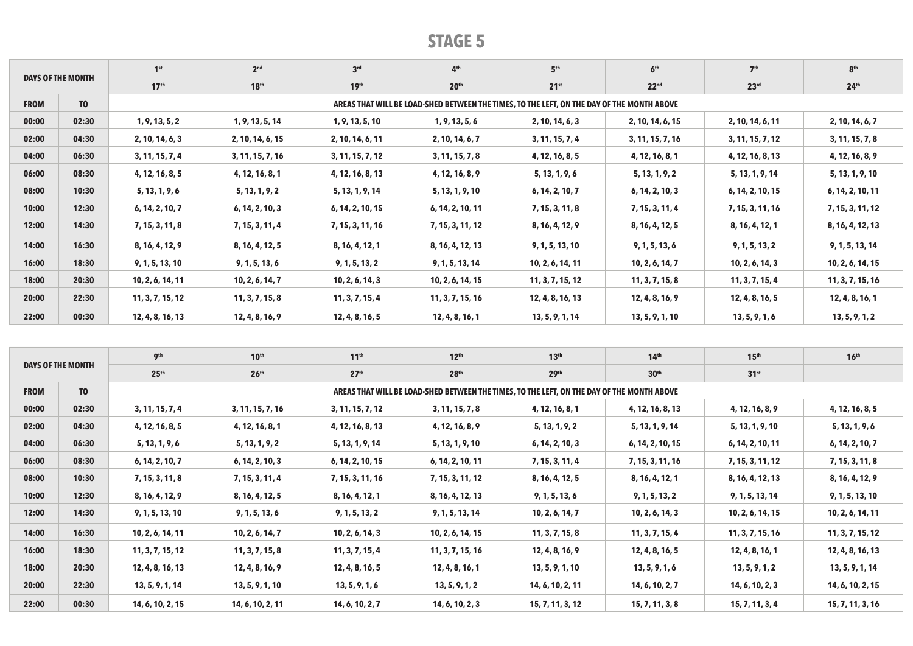# STAGE 5

| DAYS OF THE MONTH | | 1st | 2nd | 3rd | 4th | 5th | 6th | 7th | 8th |
|---|---|---|---|---|---|---|---|---|---|
| | | 17th | 18th | 19th | 20th | 21st | 22nd | 23rd | 24th |
| FROM | TO | AREAS THAT WILL BE LOAD-SHED BETWEEN THE TIMES, TO THE LEFT, ON THE DAY OF THE MONTH ABOVE | | | | | | | |
| 00:00 | 02:30 | 1, 9, 13, 5, 2 | 1, 9, 13, 5, 14 | 1, 9, 13, 5, 10 | 1, 9, 13, 5, 6 | 2, 10, 14, 6, 3 | 2, 10, 14, 6, 15 | 2, 10, 14, 6, 11 | 2, 10, 14, 6, 7 |
| 02:00 | 04:30 | 2, 10, 14, 6, 3 | 2, 10, 14, 6, 15 | 2, 10, 14, 6, 11 | 2, 10, 14, 6, 7 | 3, 11, 15, 7, 4 | 3, 11, 15, 7, 16 | 3, 11, 15, 7, 12 | 3, 11, 15, 7, 8 |
| 04:00 | 06:30 | 3, 11, 15, 7, 4 | 3, 11, 15, 7, 16 | 3, 11, 15, 7, 12 | 3, 11, 15, 7, 8 | 4, 12, 16, 8, 5 | 4, 12, 16, 8, 1 | 4, 12, 16, 8, 13 | 4, 12, 16, 8, 9 |
| 06:00 | 08:30 | 4, 12, 16, 8, 5 | 4, 12, 16, 8, 1 | 4, 12, 16, 8, 13 | 4, 12, 16, 8, 9 | 5, 13, 1, 9, 6 | 5, 13, 1, 9, 2 | 5, 13, 1, 9, 14 | 5, 13, 1, 9, 10 |
| 08:00 | 10:30 | 5, 13, 1, 9, 6 | 5, 13, 1, 9, 2 | 5, 13, 1, 9, 14 | 5, 13, 1, 9, 10 | 6, 14, 2, 10, 7 | 6, 14, 2, 10, 3 | 6, 14, 2, 10, 15 | 6, 14, 2, 10, 11 |
| 10:00 | 12:30 | 6, 14, 2, 10, 7 | 6, 14, 2, 10, 3 | 6, 14, 2, 10, 15 | 6, 14, 2, 10, 11 | 7, 15, 3, 11, 8 | 7, 15, 3, 11, 4 | 7, 15, 3, 11, 16 | 7, 15, 3, 11, 12 |
| 12:00 | 14:30 | 7, 15, 3, 11, 8 | 7, 15, 3, 11, 4 | 7, 15, 3, 11, 16 | 7, 15, 3, 11, 12 | 8, 16, 4, 12, 9 | 8, 16, 4, 12, 5 | 8, 16, 4, 12, 1 | 8, 16, 4, 12, 13 |
| 14:00 | 16:30 | 8, 16, 4, 12, 9 | 8, 16, 4, 12, 5 | 8, 16, 4, 12, 1 | 8, 16, 4, 12, 13 | 9, 1, 5, 13, 10 | 9, 1, 5, 13, 6 | 9, 1, 5, 13, 2 | 9, 1, 5, 13, 14 |
| 16:00 | 18:30 | 9, 1, 5, 13, 10 | 9, 1, 5, 13, 6 | 9, 1, 5, 13, 2 | 9, 1, 5, 13, 14 | 10, 2, 6, 14, 11 | 10, 2, 6, 14, 7 | 10, 2, 6, 14, 3 | 10, 2, 6, 14, 15 |
| 18:00 | 20:30 | 10, 2, 6, 14, 11 | 10, 2, 6, 14, 7 | 10, 2, 6, 14, 3 | 10, 2, 6, 14, 15 | 11, 3, 7, 15, 12 | 11, 3, 7, 15, 8 | 11, 3, 7, 15, 4 | 11, 3, 7, 15, 16 |
| 20:00 | 22:30 | 11, 3, 7, 15, 12 | 11, 3, 7, 15, 8 | 11, 3, 7, 15, 4 | 11, 3, 7, 15, 16 | 12, 4, 8, 16, 13 | 12, 4, 8, 16, 9 | 12, 4, 8, 16, 5 | 12, 4, 8, 16, 1 |
| 22:00 | 00:30 | 12, 4, 8, 16, 13 | 12, 4, 8, 16, 9 | 12, 4, 8, 16, 5 | 12, 4, 8, 16, 1 | 13, 5, 9, 1, 14 | 13, 5, 9, 1, 10 | 13, 5, 9, 1, 6 | 13, 5, 9, 1, 2 |

| DAYS OF THE MONTH | | 9th | 10th | 11th | 12th | 13th | 14th | 15th | 16th |
|---|---|---|---|---|---|---|---|---|---|
| | | 25th | 26th | 27th | 28th | 29th | 30th | 31st | |
| FROM | TO | AREAS THAT WILL BE LOAD-SHED BETWEEN THE TIMES, TO THE LEFT, ON THE DAY OF THE MONTH ABOVE | | | | | | | |
| 00:00 | 02:30 | 3, 11, 15, 7, 4 | 3, 11, 15, 7, 16 | 3, 11, 15, 7, 12 | 3, 11, 15, 7, 8 | 4, 12, 16, 8, 1 | 4, 12, 16, 8, 13 | 4, 12, 16, 8, 9 | 4, 12, 16, 8, 5 |
| 02:00 | 04:30 | 4, 12, 16, 8, 5 | 4, 12, 16, 8, 1 | 4, 12, 16, 8, 13 | 4, 12, 16, 8, 9 | 5, 13, 1, 9, 2 | 5, 13, 1, 9, 14 | 5, 13, 1, 9, 10 | 5, 13, 1, 9, 6 |
| 04:00 | 06:30 | 5, 13, 1, 9, 6 | 5, 13, 1, 9, 2 | 5, 13, 1, 9, 14 | 5, 13, 1, 9, 10 | 6, 14, 2, 10, 3 | 6, 14, 2, 10, 15 | 6, 14, 2, 10, 11 | 6, 14, 2, 10, 7 |
| 06:00 | 08:30 | 6, 14, 2, 10, 7 | 6, 14, 2, 10, 3 | 6, 14, 2, 10, 15 | 6, 14, 2, 10, 11 | 7, 15, 3, 11, 4 | 7, 15, 3, 11, 16 | 7, 15, 3, 11, 12 | 7, 15, 3, 11, 8 |
| 08:00 | 10:30 | 7, 15, 3, 11, 8 | 7, 15, 3, 11, 4 | 7, 15, 3, 11, 16 | 7, 15, 3, 11, 12 | 8, 16, 4, 12, 5 | 8, 16, 4, 12, 1 | 8, 16, 4, 12, 13 | 8, 16, 4, 12, 9 |
| 10:00 | 12:30 | 8, 16, 4, 12, 9 | 8, 16, 4, 12, 5 | 8, 16, 4, 12, 1 | 8, 16, 4, 12, 13 | 9, 1, 5, 13, 6 | 9, 1, 5, 13, 2 | 9, 1, 5, 13, 14 | 9, 1, 5, 13, 10 |
| 12:00 | 14:30 | 9, 1, 5, 13, 10 | 9, 1, 5, 13, 6 | 9, 1, 5, 13, 2 | 9, 1, 5, 13, 14 | 10, 2, 6, 14, 7 | 10, 2, 6, 14, 3 | 10, 2, 6, 14, 15 | 10, 2, 6, 14, 11 |
| 14:00 | 16:30 | 10, 2, 6, 14, 11 | 10, 2, 6, 14, 7 | 10, 2, 6, 14, 3 | 10, 2, 6, 14, 15 | 11, 3, 7, 15, 8 | 11, 3, 7, 15, 4 | 11, 3, 7, 15, 16 | 11, 3, 7, 15, 12 |
| 16:00 | 18:30 | 11, 3, 7, 15, 12 | 11, 3, 7, 15, 8 | 11, 3, 7, 15, 4 | 11, 3, 7, 15, 16 | 12, 4, 8, 16, 9 | 12, 4, 8, 16, 5 | 12, 4, 8, 16, 1 | 12, 4, 8, 16, 13 |
| 18:00 | 20:30 | 12, 4, 8, 16, 13 | 12, 4, 8, 16, 9 | 12, 4, 8, 16, 5 | 12, 4, 8, 16, 1 | 13, 5, 9, 1, 10 | 13, 5, 9, 1, 6 | 13, 5, 9, 1, 2 | 13, 5, 9, 1, 14 |
| 20:00 | 22:30 | 13, 5, 9, 1, 14 | 13, 5, 9, 1, 10 | 13, 5, 9, 1, 6 | 13, 5, 9, 1, 2 | 14, 6, 10, 2, 11 | 14, 6, 10, 2, 7 | 14, 6, 10, 2, 3 | 14, 6, 10, 2, 15 |
| 22:00 | 00:30 | 14, 6, 10, 2, 15 | 14, 6, 10, 2, 11 | 14, 6, 10, 2, 7 | 14, 6, 10, 2, 3 | 15, 7, 11, 3, 12 | 15, 7, 11, 3, 8 | 15, 7, 11, 3, 4 | 15, 7, 11, 3, 16 |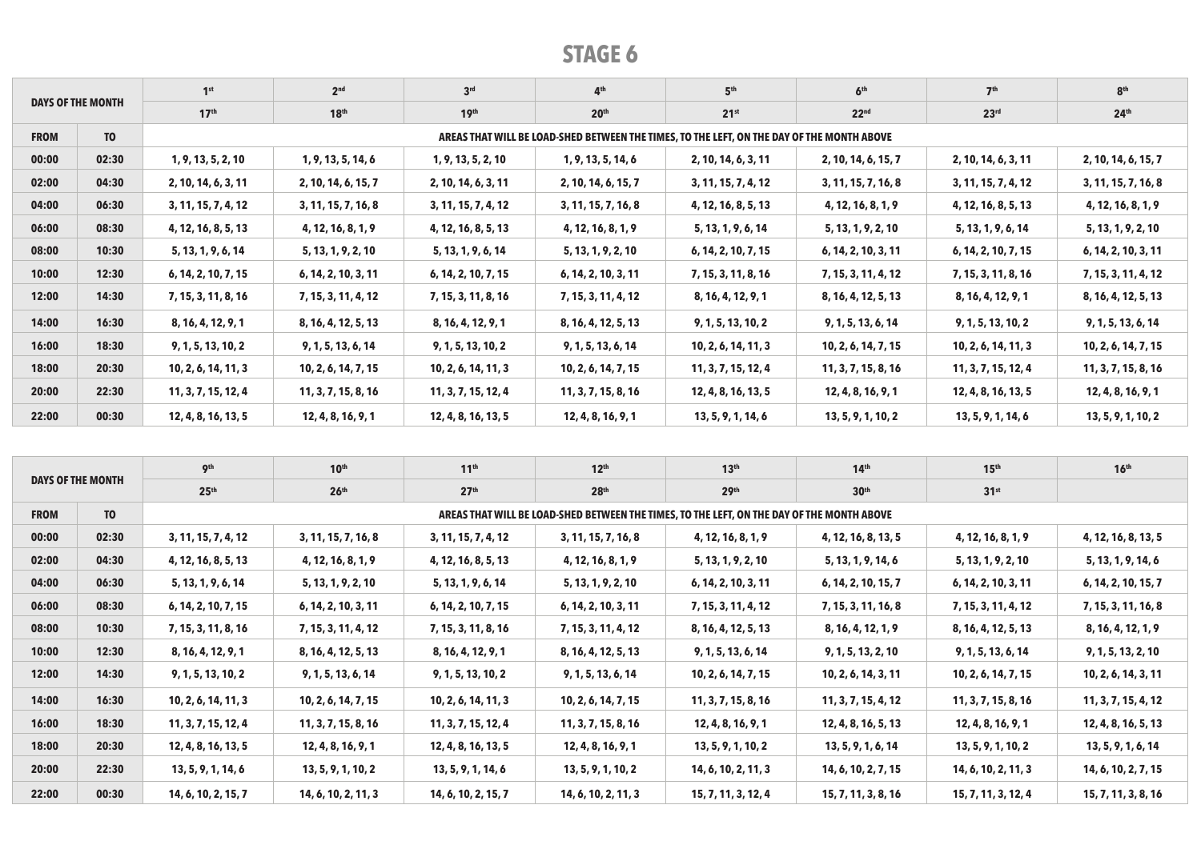# STAGE 6

| DAYS OF THE MONTH | | 1st | 2nd | 3rd | 4th | 5th | 6th | 7th | 8th |
|---|---|---|---|---|---|---|---|---|---|
| | | 17th | 18th | 19th | 20th | 21st | 22nd | 23rd | 24th |
| FROM | TO | AREAS THAT WILL BE LOAD-SHED BETWEEN THE TIMES, TO THE LEFT, ON THE DAY OF THE MONTH ABOVE | | | | | | | |
| 00:00 | 02:30 | 1, 9, 13, 5, 2, 10 | 1, 9, 13, 5, 14, 6 | 1, 9, 13, 5, 2, 10 | 1, 9, 13, 5, 14, 6 | 2, 10, 14, 6, 3, 11 | 2, 10, 14, 6, 15, 7 | 2, 10, 14, 6, 3, 11 | 2, 10, 14, 6, 15, 7 |
| 02:00 | 04:30 | 2, 10, 14, 6, 3, 11 | 2, 10, 14, 6, 15, 7 | 2, 10, 14, 6, 3, 11 | 2, 10, 14, 6, 15, 7 | 3, 11, 15, 7, 4, 12 | 3, 11, 15, 7, 16, 8 | 3, 11, 15, 7, 4, 12 | 3, 11, 15, 7, 16, 8 |
| 04:00 | 06:30 | 3, 11, 15, 7, 4, 12 | 3, 11, 15, 7, 16, 8 | 3, 11, 15, 7, 4, 12 | 3, 11, 15, 7, 16, 8 | 4, 12, 16, 8, 5, 13 | 4, 12, 16, 8, 1, 9 | 4, 12, 16, 8, 5, 13 | 4, 12, 16, 8, 1, 9 |
| 06:00 | 08:30 | 4, 12, 16, 8, 5, 13 | 4, 12, 16, 8, 1, 9 | 4, 12, 16, 8, 5, 13 | 4, 12, 16, 8, 1, 9 | 5, 13, 1, 9, 6, 14 | 5, 13, 1, 9, 2, 10 | 5, 13, 1, 9, 6, 14 | 5, 13, 1, 9, 2, 10 |
| 08:00 | 10:30 | 5, 13, 1, 9, 6, 14 | 5, 13, 1, 9, 2, 10 | 5, 13, 1, 9, 6, 14 | 5, 13, 1, 9, 2, 10 | 6, 14, 2, 10, 7, 15 | 6, 14, 2, 10, 3, 11 | 6, 14, 2, 10, 7, 15 | 6, 14, 2, 10, 3, 11 |
| 10:00 | 12:30 | 6, 14, 2, 10, 7, 15 | 6, 14, 2, 10, 3, 11 | 6, 14, 2, 10, 7, 15 | 6, 14, 2, 10, 3, 11 | 7, 15, 3, 11, 8, 16 | 7, 15, 3, 11, 4, 12 | 7, 15, 3, 11, 8, 16 | 7, 15, 3, 11, 4, 12 |
| 12:00 | 14:30 | 7, 15, 3, 11, 8, 16 | 7, 15, 3, 11, 4, 12 | 7, 15, 3, 11, 8, 16 | 7, 15, 3, 11, 4, 12 | 8, 16, 4, 12, 9, 1 | 8, 16, 4, 12, 5, 13 | 8, 16, 4, 12, 9, 1 | 8, 16, 4, 12, 5, 13 |
| 14:00 | 16:30 | 8, 16, 4, 12, 9, 1 | 8, 16, 4, 12, 5, 13 | 8, 16, 4, 12, 9, 1 | 8, 16, 4, 12, 5, 13 | 9, 1, 5, 13, 10, 2 | 9, 1, 5, 13, 6, 14 | 9, 1, 5, 13, 10, 2 | 9, 1, 5, 13, 6, 14 |
| 16:00 | 18:30 | 9, 1, 5, 13, 10, 2 | 9, 1, 5, 13, 6, 14 | 9, 1, 5, 13, 10, 2 | 9, 1, 5, 13, 6, 14 | 10, 2, 6, 14, 11, 3 | 10, 2, 6, 14, 7, 15 | 10, 2, 6, 14, 11, 3 | 10, 2, 6, 14, 7, 15 |
| 18:00 | 20:30 | 10, 2, 6, 14, 11, 3 | 10, 2, 6, 14, 7, 15 | 10, 2, 6, 14, 11, 3 | 10, 2, 6, 14, 7, 15 | 11, 3, 7, 15, 12, 4 | 11, 3, 7, 15, 8, 16 | 11, 3, 7, 15, 12, 4 | 11, 3, 7, 15, 8, 16 |
| 20:00 | 22:30 | 11, 3, 7, 15, 12, 4 | 11, 3, 7, 15, 8, 16 | 11, 3, 7, 15, 12, 4 | 11, 3, 7, 15, 8, 16 | 12, 4, 8, 16, 13, 5 | 12, 4, 8, 16, 9, 1 | 12, 4, 8, 16, 13, 5 | 12, 4, 8, 16, 9, 1 |
| 22:00 | 00:30 | 12, 4, 8, 16, 13, 5 | 12, 4, 8, 16, 9, 1 | 12, 4, 8, 16, 13, 5 | 12, 4, 8, 16, 9, 1 | 13, 5, 9, 1, 14, 6 | 13, 5, 9, 1, 10, 2 | 13, 5, 9, 1, 14, 6 | 13, 5, 9, 1, 10, 2 |

| DAYS OF THE MONTH | | 9th | 10th | 11th | 12th | 13th | 14th | 15th | 16th |
|---|---|---|---|---|---|---|---|---|---|
| | | 25th | 26th | 27th | 28th | 29th | 30th | 31st | |
| FROM | TO | AREAS THAT WILL BE LOAD-SHED BETWEEN THE TIMES, TO THE LEFT, ON THE DAY OF THE MONTH ABOVE | | | | | | | |
| 00:00 | 02:30 | 3, 11, 15, 7, 4, 12 | 3, 11, 15, 7, 16, 8 | 3, 11, 15, 7, 4, 12 | 3, 11, 15, 7, 16, 8 | 4, 12, 16, 8, 1, 9 | 4, 12, 16, 8, 13, 5 | 4, 12, 16, 8, 1, 9 | 4, 12, 16, 8, 13, 5 |
| 02:00 | 04:30 | 4, 12, 16, 8, 5, 13 | 4, 12, 16, 8, 1, 9 | 4, 12, 16, 8, 5, 13 | 4, 12, 16, 8, 1, 9 | 5, 13, 1, 9, 2, 10 | 5, 13, 1, 9, 14, 6 | 5, 13, 1, 9, 2, 10 | 5, 13, 1, 9, 14, 6 |
| 04:00 | 06:30 | 5, 13, 1, 9, 6, 14 | 5, 13, 1, 9, 2, 10 | 5, 13, 1, 9, 6, 14 | 5, 13, 1, 9, 2, 10 | 6, 14, 2, 10, 3, 11 | 6, 14, 2, 10, 15, 7 | 6, 14, 2, 10, 3, 11 | 6, 14, 2, 10, 15, 7 |
| 06:00 | 08:30 | 6, 14, 2, 10, 7, 15 | 6, 14, 2, 10, 3, 11 | 6, 14, 2, 10, 7, 15 | 6, 14, 2, 10, 3, 11 | 7, 15, 3, 11, 4, 12 | 7, 15, 3, 11, 16, 8 | 7, 15, 3, 11, 4, 12 | 7, 15, 3, 11, 16, 8 |
| 08:00 | 10:30 | 7, 15, 3, 11, 8, 16 | 7, 15, 3, 11, 4, 12 | 7, 15, 3, 11, 8, 16 | 7, 15, 3, 11, 4, 12 | 8, 16, 4, 12, 5, 13 | 8, 16, 4, 12, 1, 9 | 8, 16, 4, 12, 5, 13 | 8, 16, 4, 12, 1, 9 |
| 10:00 | 12:30 | 8, 16, 4, 12, 9, 1 | 8, 16, 4, 12, 5, 13 | 8, 16, 4, 12, 9, 1 | 8, 16, 4, 12, 5, 13 | 9, 1, 5, 13, 6, 14 | 9, 1, 5, 13, 2, 10 | 9, 1, 5, 13, 6, 14 | 9, 1, 5, 13, 2, 10 |
| 12:00 | 14:30 | 9, 1, 5, 13, 10, 2 | 9, 1, 5, 13, 6, 14 | 9, 1, 5, 13, 10, 2 | 9, 1, 5, 13, 6, 14 | 10, 2, 6, 14, 7, 15 | 10, 2, 6, 14, 3, 11 | 10, 2, 6, 14, 7, 15 | 10, 2, 6, 14, 3, 11 |
| 14:00 | 16:30 | 10, 2, 6, 14, 11, 3 | 10, 2, 6, 14, 7, 15 | 10, 2, 6, 14, 11, 3 | 10, 2, 6, 14, 7, 15 | 11, 3, 7, 15, 8, 16 | 11, 3, 7, 15, 4, 12 | 11, 3, 7, 15, 8, 16 | 11, 3, 7, 15, 4, 12 |
| 16:00 | 18:30 | 11, 3, 7, 15, 12, 4 | 11, 3, 7, 15, 8, 16 | 11, 3, 7, 15, 12, 4 | 11, 3, 7, 15, 8, 16 | 12, 4, 8, 16, 9, 1 | 12, 4, 8, 16, 5, 13 | 12, 4, 8, 16, 9, 1 | 12, 4, 8, 16, 5, 13 |
| 18:00 | 20:30 | 12, 4, 8, 16, 13, 5 | 12, 4, 8, 16, 9, 1 | 12, 4, 8, 16, 13, 5 | 12, 4, 8, 16, 9, 1 | 13, 5, 9, 1, 10, 2 | 13, 5, 9, 1, 6, 14 | 13, 5, 9, 1, 10, 2 | 13, 5, 9, 1, 6, 14 |
| 20:00 | 22:30 | 13, 5, 9, 1, 14, 6 | 13, 5, 9, 1, 10, 2 | 13, 5, 9, 1, 14, 6 | 13, 5, 9, 1, 10, 2 | 14, 6, 10, 2, 11, 3 | 14, 6, 10, 2, 7, 15 | 14, 6, 10, 2, 11, 3 | 14, 6, 10, 2, 7, 15 |
| 22:00 | 00:30 | 14, 6, 10, 2, 15, 7 | 14, 6, 10, 2, 11, 3 | 14, 6, 10, 2, 15, 7 | 14, 6, 10, 2, 11, 3 | 15, 7, 11, 3, 12, 4 | 15, 7, 11, 3, 8, 16 | 15, 7, 11, 3, 12, 4 | 15, 7, 11, 3, 8, 16 |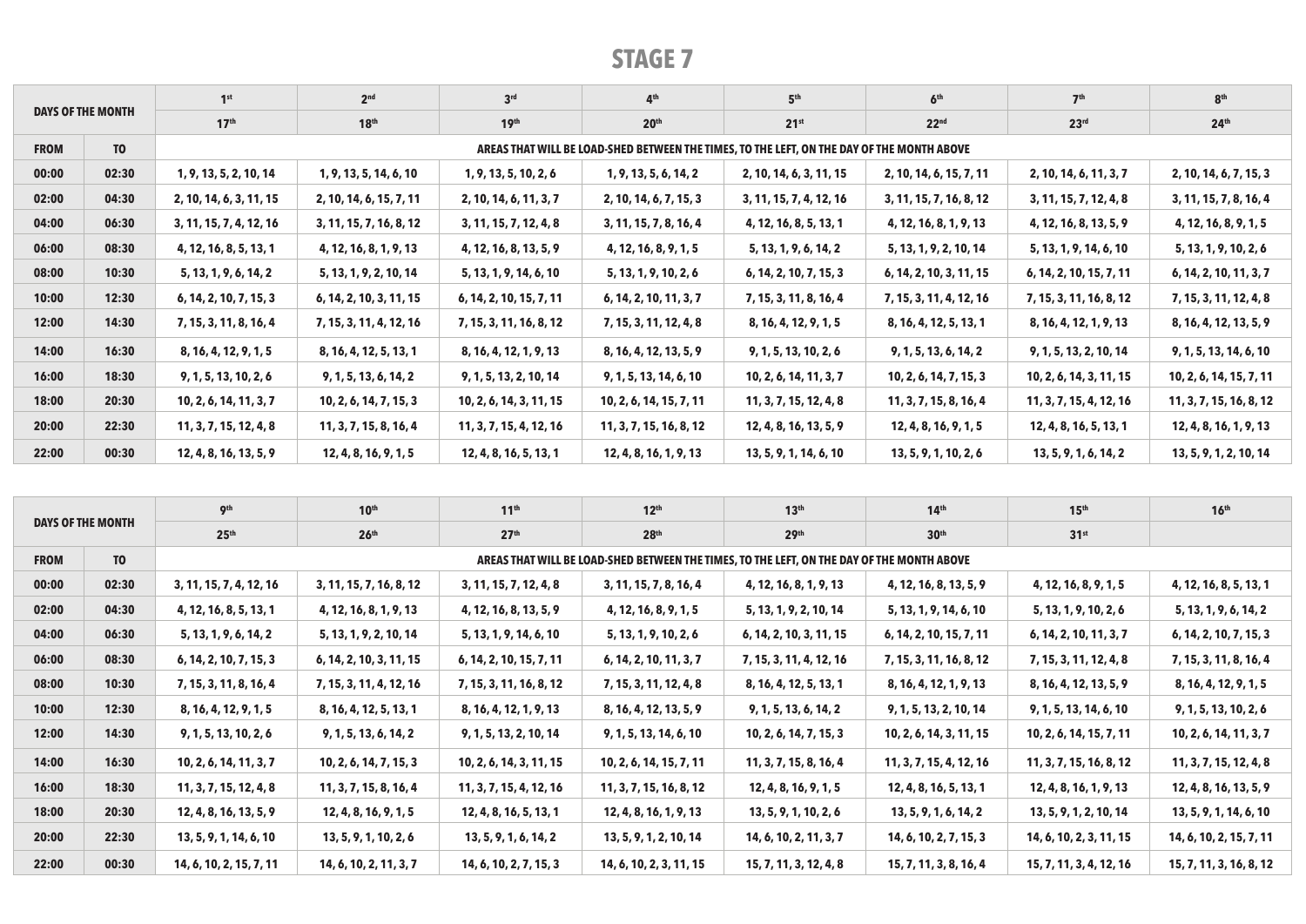# STAGE 7

| DAYS OF THE MONTH | | 1st | 2nd | 3rd | 4th | 5th | 6th | 7th | 8th |
|---|---|---|---|---|---|---|---|---|---|
| | | 17th | 18th | 19th | 20th | 21st | 22nd | 23rd | 24th |
| FROM | TO | AREAS THAT WILL BE LOAD-SHED BETWEEN THE TIMES, TO THE LEFT, ON THE DAY OF THE MONTH ABOVE | | | | | | | |
| 00:00 | 02:30 | 1, 9, 13, 5, 2, 10, 14 | 1, 9, 13, 5, 14, 6, 10 | 1, 9, 13, 5, 10, 2, 6 | 1, 9, 13, 5, 6, 14, 2 | 2, 10, 14, 6, 3, 11, 15 | 2, 10, 14, 6, 15, 7, 11 | 2, 10, 14, 6, 11, 3, 7 | 2, 10, 14, 6, 7, 15, 3 |
| 02:00 | 04:30 | 2, 10, 14, 6, 3, 11, 15 | 2, 10, 14, 6, 15, 7, 11 | 2, 10, 14, 6, 11, 3, 7 | 2, 10, 14, 6, 7, 15, 3 | 3, 11, 15, 7, 4, 12, 16 | 3, 11, 15, 7, 16, 8, 12 | 3, 11, 15, 7, 12, 4, 8 | 3, 11, 15, 7, 8, 16, 4 |
| 04:00 | 06:30 | 3, 11, 15, 7, 4, 12, 16 | 3, 11, 15, 7, 16, 8, 12 | 3, 11, 15, 7, 12, 4, 8 | 3, 11, 15, 7, 8, 16, 4 | 4, 12, 16, 8, 5, 13, 1 | 4, 12, 16, 8, 1, 9, 13 | 4, 12, 16, 8, 13, 5, 9 | 4, 12, 16, 8, 9, 1, 5 |
| 06:00 | 08:30 | 4, 12, 16, 8, 5, 13, 1 | 4, 12, 16, 8, 1, 9, 13 | 4, 12, 16, 8, 13, 5, 9 | 4, 12, 16, 8, 9, 1, 5 | 5, 13, 1, 9, 6, 14, 2 | 5, 13, 1, 9, 2, 10, 14 | 5, 13, 1, 9, 14, 6, 10 | 5, 13, 1, 9, 10, 2, 6 |
| 08:00 | 10:30 | 5, 13, 1, 9, 6, 14, 2 | 5, 13, 1, 9, 2, 10, 14 | 5, 13, 1, 9, 14, 6, 10 | 5, 13, 1, 9, 10, 2, 6 | 6, 14, 2, 10, 7, 15, 3 | 6, 14, 2, 10, 3, 11, 15 | 6, 14, 2, 10, 15, 7, 11 | 6, 14, 2, 10, 11, 3, 7 |
| 10:00 | 12:30 | 6, 14, 2, 10, 7, 15, 3 | 6, 14, 2, 10, 3, 11, 15 | 6, 14, 2, 10, 15, 7, 11 | 6, 14, 2, 10, 11, 3, 7 | 7, 15, 3, 11, 8, 16, 4 | 7, 15, 3, 11, 4, 12, 16 | 7, 15, 3, 11, 16, 8, 12 | 7, 15, 3, 11, 12, 4, 8 |
| 12:00 | 14:30 | 7, 15, 3, 11, 8, 16, 4 | 7, 15, 3, 11, 4, 12, 16 | 7, 15, 3, 11, 16, 8, 12 | 7, 15, 3, 11, 12, 4, 8 | 8, 16, 4, 12, 9, 1, 5 | 8, 16, 4, 12, 5, 13, 1 | 8, 16, 4, 12, 1, 9, 13 | 8, 16, 4, 12, 13, 5, 9 |
| 14:00 | 16:30 | 8, 16, 4, 12, 9, 1, 5 | 8, 16, 4, 12, 5, 13, 1 | 8, 16, 4, 12, 1, 9, 13 | 8, 16, 4, 12, 13, 5, 9 | 9, 1, 5, 13, 10, 2, 6 | 9, 1, 5, 13, 6, 14, 2 | 9, 1, 5, 13, 2, 10, 14 | 9, 1, 5, 13, 14, 6, 10 |
| 16:00 | 18:30 | 9, 1, 5, 13, 10, 2, 6 | 9, 1, 5, 13, 6, 14, 2 | 9, 1, 5, 13, 2, 10, 14 | 9, 1, 5, 13, 14, 6, 10 | 10, 2, 6, 14, 11, 3, 7 | 10, 2, 6, 14, 7, 15, 3 | 10, 2, 6, 14, 3, 11, 15 | 10, 2, 6, 14, 15, 7, 11 |
| 18:00 | 20:30 | 10, 2, 6, 14, 11, 3, 7 | 10, 2, 6, 14, 7, 15, 3 | 10, 2, 6, 14, 3, 11, 15 | 10, 2, 6, 14, 15, 7, 11 | 11, 3, 7, 15, 12, 4, 8 | 11, 3, 7, 15, 8, 16, 4 | 11, 3, 7, 15, 4, 12, 16 | 11, 3, 7, 15, 16, 8, 12 |
| 20:00 | 22:30 | 11, 3, 7, 15, 12, 4, 8 | 11, 3, 7, 15, 8, 16, 4 | 11, 3, 7, 15, 4, 12, 16 | 11, 3, 7, 15, 16, 8, 12 | 12, 4, 8, 16, 13, 5, 9 | 12, 4, 8, 16, 9, 1, 5 | 12, 4, 8, 16, 5, 13, 1 | 12, 4, 8, 16, 1, 9, 13 |
| 22:00 | 00:30 | 12, 4, 8, 16, 13, 5, 9 | 12, 4, 8, 16, 9, 1, 5 | 12, 4, 8, 16, 5, 13, 1 | 12, 4, 8, 16, 1, 9, 13 | 13, 5, 9, 1, 14, 6, 10 | 13, 5, 9, 1, 10, 2, 6 | 13, 5, 9, 1, 6, 14, 2 | 13, 5, 9, 1, 2, 10, 14 |

| DAYS OF THE MONTH | | 9th | 10th | 11th | 12th | 13th | 14th | 15th | 16th |
|---|---|---|---|---|---|---|---|---|---|
| | | 25th | 26th | 27th | 28th | 29th | 30th | 31st | |
| FROM | TO | AREAS THAT WILL BE LOAD-SHED BETWEEN THE TIMES, TO THE LEFT, ON THE DAY OF THE MONTH ABOVE | | | | | | | |
| 00:00 | 02:30 | 3, 11, 15, 7, 4, 12, 16 | 3, 11, 15, 7, 16, 8, 12 | 3, 11, 15, 7, 12, 4, 8 | 3, 11, 15, 7, 8, 16, 4 | 4, 12, 16, 8, 1, 9, 13 | 4, 12, 16, 8, 13, 5, 9 | 4, 12, 16, 8, 9, 1, 5 | 4, 12, 16, 8, 5, 13, 1 |
| 02:00 | 04:30 | 4, 12, 16, 8, 5, 13, 1 | 4, 12, 16, 8, 1, 9, 13 | 4, 12, 16, 8, 13, 5, 9 | 4, 12, 16, 8, 9, 1, 5 | 5, 13, 1, 9, 2, 10, 14 | 5, 13, 1, 9, 14, 6, 10 | 5, 13, 1, 9, 10, 2, 6 | 5, 13, 1, 9, 6, 14, 2 |
| 04:00 | 06:30 | 5, 13, 1, 9, 6, 14, 2 | 5, 13, 1, 9, 2, 10, 14 | 5, 13, 1, 9, 14, 6, 10 | 5, 13, 1, 9, 10, 2, 6 | 6, 14, 2, 10, 3, 11, 15 | 6, 14, 2, 10, 15, 7, 11 | 6, 14, 2, 10, 11, 3, 7 | 6, 14, 2, 10, 7, 15, 3 |
| 06:00 | 08:30 | 6, 14, 2, 10, 7, 15, 3 | 6, 14, 2, 10, 3, 11, 15 | 6, 14, 2, 10, 15, 7, 11 | 6, 14, 2, 10, 11, 3, 7 | 7, 15, 3, 11, 4, 12, 16 | 7, 15, 3, 11, 16, 8, 12 | 7, 15, 3, 11, 12, 4, 8 | 7, 15, 3, 11, 8, 16, 4 |
| 08:00 | 10:30 | 7, 15, 3, 11, 8, 16, 4 | 7, 15, 3, 11, 4, 12, 16 | 7, 15, 3, 11, 16, 8, 12 | 7, 15, 3, 11, 12, 4, 8 | 8, 16, 4, 12, 5, 13, 1 | 8, 16, 4, 12, 1, 9, 13 | 8, 16, 4, 12, 13, 5, 9 | 8, 16, 4, 12, 9, 1, 5 |
| 10:00 | 12:30 | 8, 16, 4, 12, 9, 1, 5 | 8, 16, 4, 12, 5, 13, 1 | 8, 16, 4, 12, 1, 9, 13 | 8, 16, 4, 12, 13, 5, 9 | 9, 1, 5, 13, 6, 14, 2 | 9, 1, 5, 13, 2, 10, 14 | 9, 1, 5, 13, 14, 6, 10 | 9, 1, 5, 13, 10, 2, 6 |
| 12:00 | 14:30 | 9, 1, 5, 13, 10, 2, 6 | 9, 1, 5, 13, 6, 14, 2 | 9, 1, 5, 13, 2, 10, 14 | 9, 1, 5, 13, 14, 6, 10 | 10, 2, 6, 14, 7, 15, 3 | 10, 2, 6, 14, 3, 11, 15 | 10, 2, 6, 14, 15, 7, 11 | 10, 2, 6, 14, 11, 3, 7 |
| 14:00 | 16:30 | 10, 2, 6, 14, 11, 3, 7 | 10, 2, 6, 14, 7, 15, 3 | 10, 2, 6, 14, 3, 11, 15 | 10, 2, 6, 14, 15, 7, 11 | 11, 3, 7, 15, 8, 16, 4 | 11, 3, 7, 15, 4, 12, 16 | 11, 3, 7, 15, 16, 8, 12 | 11, 3, 7, 15, 12, 4, 8 |
| 16:00 | 18:30 | 11, 3, 7, 15, 12, 4, 8 | 11, 3, 7, 15, 8, 16, 4 | 11, 3, 7, 15, 4, 12, 16 | 11, 3, 7, 15, 16, 8, 12 | 12, 4, 8, 16, 9, 1, 5 | 12, 4, 8, 16, 5, 13, 1 | 12, 4, 8, 16, 1, 9, 13 | 12, 4, 8, 16, 13, 5, 9 |
| 18:00 | 20:30 | 12, 4, 8, 16, 13, 5, 9 | 12, 4, 8, 16, 9, 1, 5 | 12, 4, 8, 16, 5, 13, 1 | 12, 4, 8, 16, 1, 9, 13 | 13, 5, 9, 1, 10, 2, 6 | 13, 5, 9, 1, 6, 14, 2 | 13, 5, 9, 1, 2, 10, 14 | 13, 5, 9, 1, 14, 6, 10 |
| 20:00 | 22:30 | 13, 5, 9, 1, 14, 6, 10 | 13, 5, 9, 1, 10, 2, 6 | 13, 5, 9, 1, 6, 14, 2 | 13, 5, 9, 1, 2, 10, 14 | 14, 6, 10, 2, 11, 3, 7 | 14, 6, 10, 2, 7, 15, 3 | 14, 6, 10, 2, 3, 11, 15 | 14, 6, 10, 2, 15, 7, 11 |
| 22:00 | 00:30 | 14, 6, 10, 2, 15, 7, 11 | 14, 6, 10, 2, 11, 3, 7 | 14, 6, 10, 2, 7, 15, 3 | 14, 6, 10, 2, 3, 11, 15 | 15, 7, 11, 3, 12, 4, 8 | 15, 7, 11, 3, 8, 16, 4 | 15, 7, 11, 3, 4, 12, 16 | 15, 7, 11, 3, 16, 8, 12 |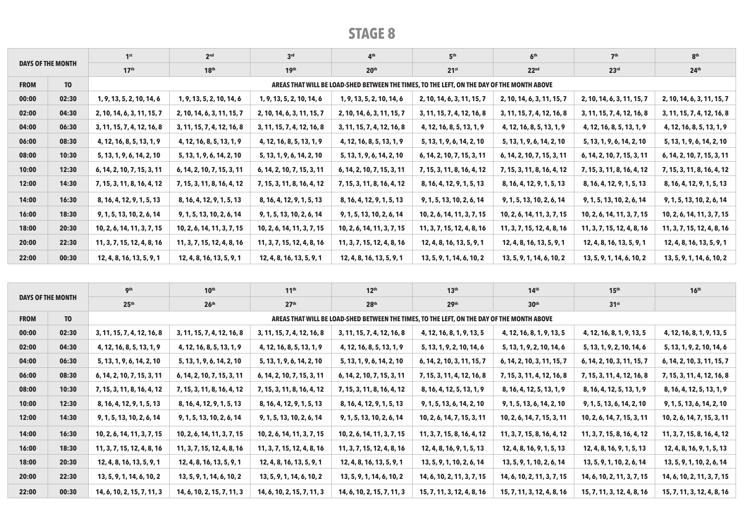# STAGE 8

| DAYS OF THE MONTH | | 1st | 2nd | 3rd | 4th | 5th | 6th | 7th | 8th |
|---|---|---|---|---|---|---|---|---|---|
| | | 17th | 18th | 19th | 20th | 21st | 22nd | 23rd | 24th |
| FROM | TO | AREAS THAT WILL BE LOAD-SHED BETWEEN THE TIMES, TO THE LEFT, ON THE DAY OF THE MONTH ABOVE | | | | | | | |
| 00:00 | 02:30 | 1, 9, 13, 5, 2, 10, 14, 6 | 1, 9, 13, 5, 2, 10, 14, 6 | 1, 9, 13, 5, 2, 10, 14, 6 | 1, 9, 13, 5, 2, 10, 14, 6 | 2, 10, 14, 6, 3, 11, 15, 7 | 2, 10, 14, 6, 3, 11, 15, 7 | 2, 10, 14, 6, 3, 11, 15, 7 | 2, 10, 14, 6, 3, 11, 15, 7 |
| 02:00 | 04:30 | 2, 10, 14, 6, 3, 11, 15, 7 | 2, 10, 14, 6, 3, 11, 15, 7 | 2, 10, 14, 6, 3, 11, 15, 7 | 2, 10, 14, 6, 3, 11, 15, 7 | 3, 11, 15, 7, 4, 12, 16, 8 | 3, 11, 15, 7, 4, 12, 16, 8 | 3, 11, 15, 7, 4, 12, 16, 8 | 3, 11, 15, 7, 4, 12, 16, 8 |
| 04:00 | 06:30 | 3, 11, 15, 7, 4, 12, 16, 8 | 3, 11, 15, 7, 4, 12, 16, 8 | 3, 11, 15, 7, 4, 12, 16, 8 | 3, 11, 15, 7, 4, 12, 16, 8 | 4, 12, 16, 8, 5, 13, 1, 9 | 4, 12, 16, 8, 5, 13, 1, 9 | 4, 12, 16, 8, 5, 13, 1, 9 | 4, 12, 16, 8, 5, 13, 1, 9 |
| 06:00 | 08:30 | 4, 12, 16, 8, 5, 13, 1, 9 | 4, 12, 16, 8, 5, 13, 1, 9 | 4, 12, 16, 8, 5, 13, 1, 9 | 4, 12, 16, 8, 5, 13, 1, 9 | 5, 13, 1, 9, 6, 14, 2, 10 | 5, 13, 1, 9, 6, 14, 2, 10 | 5, 13, 1, 9, 6, 14, 2, 10 | 5, 13, 1, 9, 6, 14, 2, 10 |
| 08:00 | 10:30 | 5, 13, 1, 9, 6, 14, 2, 10 | 5, 13, 1, 9, 6, 14, 2, 10 | 5, 13, 1, 9, 6, 14, 2, 10 | 5, 13, 1, 9, 6, 14, 2, 10 | 6, 14, 2, 10, 7, 15, 3, 11 | 6, 14, 2, 10, 7, 15, 3, 11 | 6, 14, 2, 10, 7, 15, 3, 11 | 6, 14, 2, 10, 7, 15, 3, 11 |
| 10:00 | 12:30 | 6, 14, 2, 10, 7, 15, 3, 11 | 6, 14, 2, 10, 7, 15, 3, 11 | 6, 14, 2, 10, 7, 15, 3, 11 | 6, 14, 2, 10, 7, 15, 3, 11 | 7, 15, 3, 11, 8, 16, 4, 12 | 7, 15, 3, 11, 8, 16, 4, 12 | 7, 15, 3, 11, 8, 16, 4, 12 | 7, 15, 3, 11, 8, 16, 4, 12 |
| 12:00 | 14:30 | 7, 15, 3, 11, 8, 16, 4, 12 | 7, 15, 3, 11, 8, 16, 4, 12 | 7, 15, 3, 11, 8, 16, 4, 12 | 7, 15, 3, 11, 8, 16, 4, 12 | 8, 16, 4, 12, 9, 1, 5, 13 | 8, 16, 4, 12, 9, 1, 5, 13 | 8, 16, 4, 12, 9, 1, 5, 13 | 8, 16, 4, 12, 9, 1, 5, 13 |
| 14:00 | 16:30 | 8, 16, 4, 12, 9, 1, 5, 13 | 8, 16, 4, 12, 9, 1, 5, 13 | 8, 16, 4, 12, 9, 1, 5, 13 | 8, 16, 4, 12, 9, 1, 5, 13 | 9, 1, 5, 13, 10, 2, 6, 14 | 9, 1, 5, 13, 10, 2, 6, 14 | 9, 1, 5, 13, 10, 2, 6, 14 | 9, 1, 5, 13, 10, 2, 6, 14 |
| 16:00 | 18:30 | 9, 1, 5, 13, 10, 2, 6, 14 | 9, 1, 5, 13, 10, 2, 6, 14 | 9, 1, 5, 13, 10, 2, 6, 14 | 9, 1, 5, 13, 10, 2, 6, 14 | 10, 2, 6, 14, 11, 3, 7, 15 | 10, 2, 6, 14, 11, 3, 7, 15 | 10, 2, 6, 14, 11, 3, 7, 15 | 10, 2, 6, 14, 11, 3, 7, 15 |
| 18:00 | 20:30 | 10, 2, 6, 14, 11, 3, 7, 15 | 10, 2, 6, 14, 11, 3, 7, 15 | 10, 2, 6, 14, 11, 3, 7, 15 | 10, 2, 6, 14, 11, 3, 7, 15 | 11, 3, 7, 15, 12, 4, 8, 16 | 11, 3, 7, 15, 12, 4, 8, 16 | 11, 3, 7, 15, 12, 4, 8, 16 | 11, 3, 7, 15, 12, 4, 8, 16 |
| 20:00 | 22:30 | 11, 3, 7, 15, 12, 4, 8, 16 | 11, 3, 7, 15, 12, 4, 8, 16 | 11, 3, 7, 15, 12, 4, 8, 16 | 11, 3, 7, 15, 12, 4, 8, 16 | 12, 4, 8, 16, 13, 5, 9, 1 | 12, 4, 8, 16, 13, 5, 9, 1 | 12, 4, 8, 16, 13, 5, 9, 1 | 12, 4, 8, 16, 13, 5, 9, 1 |
| 22:00 | 00:30 | 12, 4, 8, 16, 13, 5, 9, 1 | 12, 4, 8, 16, 13, 5, 9, 1 | 12, 4, 8, 16, 13, 5, 9, 1 | 12, 4, 8, 16, 13, 5, 9, 1 | 13, 5, 9, 1, 14, 6, 10, 2 | 13, 5, 9, 1, 14, 6, 10, 2 | 13, 5, 9, 1, 14, 6, 10, 2 | 13, 5, 9, 1, 14, 6, 10, 2 |

| DAYS OF THE MONTH | | 9th | 10th | 11th | 12th | 13th | 14th | 15th | 16th |
|---|---|---|---|---|---|---|---|---|---|
| | | 25th | 26th | 27th | 28th | 29th | 30th | 31st | |
| FROM | TO | AREAS THAT WILL BE LOAD-SHED BETWEEN THE TIMES, TO THE LEFT, ON THE DAY OF THE MONTH ABOVE | | | | | | | |
| 00:00 | 02:30 | 3, 11, 15, 7, 4, 12, 16, 8 | 3, 11, 15, 7, 4, 12, 16, 8 | 3, 11, 15, 7, 4, 12, 16, 8 | 3, 11, 15, 7, 4, 12, 16, 8 | 4, 12, 16, 8, 1, 9, 13, 5 | 4, 12, 16, 8, 1, 9, 13, 5 | 4, 12, 16, 8, 1, 9, 13, 5 | 4, 12, 16, 8, 1, 9, 13, 5 |
| 02:00 | 04:30 | 4, 12, 16, 8, 5, 13, 1, 9 | 4, 12, 16, 8, 5, 13, 1, 9 | 4, 12, 16, 8, 5, 13, 1, 9 | 4, 12, 16, 8, 5, 13, 1, 9 | 5, 13, 1, 9, 2, 10, 14, 6 | 5, 13, 1, 9, 2, 10, 14, 6 | 5, 13, 1, 9, 2, 10, 14, 6 | 5, 13, 1, 9, 2, 10, 14, 6 |
| 04:00 | 06:30 | 5, 13, 1, 9, 6, 14, 2, 10 | 5, 13, 1, 9, 6, 14, 2, 10 | 5, 13, 1, 9, 6, 14, 2, 10 | 5, 13, 1, 9, 6, 14, 2, 10 | 6, 14, 2, 10, 3, 11, 15, 7 | 6, 14, 2, 10, 3, 11, 15, 7 | 6, 14, 2, 10, 3, 11, 15, 7 | 6, 14, 2, 10, 3, 11, 15, 7 |
| 06:00 | 08:30 | 6, 14, 2, 10, 7, 15, 3, 11 | 6, 14, 2, 10, 7, 15, 3, 11 | 6, 14, 2, 10, 7, 15, 3, 11 | 6, 14, 2, 10, 7, 15, 3, 11 | 7, 15, 3, 11, 4, 12, 16, 8 | 7, 15, 3, 11, 4, 12, 16, 8 | 7, 15, 3, 11, 4, 12, 16, 8 | 7, 15, 3, 11, 4, 12, 16, 8 |
| 08:00 | 10:30 | 7, 15, 3, 11, 8, 16, 4, 12 | 7, 15, 3, 11, 8, 16, 4, 12 | 7, 15, 3, 11, 8, 16, 4, 12 | 7, 15, 3, 11, 8, 16, 4, 12 | 8, 16, 4, 12, 5, 13, 1, 9 | 8, 16, 4, 12, 5, 13, 1, 9 | 8, 16, 4, 12, 5, 13, 1, 9 | 8, 16, 4, 12, 5, 13, 1, 9 |
| 10:00 | 12:30 | 8, 16, 4, 12, 9, 1, 5, 13 | 8, 16, 4, 12, 9, 1, 5, 13 | 8, 16, 4, 12, 9, 1, 5, 13 | 8, 16, 4, 12, 9, 1, 5, 13 | 9, 1, 5, 13, 6, 14, 2, 10 | 9, 1, 5, 13, 6, 14, 2, 10 | 9, 1, 5, 13, 6, 14, 2, 10 | 9, 1, 5, 13, 6, 14, 2, 10 |
| 12:00 | 14:30 | 9, 1, 5, 13, 10, 2, 6, 14 | 9, 1, 5, 13, 10, 2, 6, 14 | 9, 1, 5, 13, 10, 2, 6, 14 | 9, 1, 5, 13, 10, 2, 6, 14 | 10, 2, 6, 14, 7, 15, 3, 11 | 10, 2, 6, 14, 7, 15, 3, 11 | 10, 2, 6, 14, 7, 15, 3, 11 | 10, 2, 6, 14, 7, 15, 3, 11 |
| 14:00 | 16:30 | 10, 2, 6, 14, 11, 3, 7, 15 | 10, 2, 6, 14, 11, 3, 7, 15 | 10, 2, 6, 14, 11, 3, 7, 15 | 10, 2, 6, 14, 11, 3, 7, 15 | 11, 3, 7, 15, 8, 16, 4, 12 | 11, 3, 7, 15, 8, 16, 4, 12 | 11, 3, 7, 15, 8, 16, 4, 12 | 11, 3, 7, 15, 8, 16, 4, 12 |
| 16:00 | 18:30 | 11, 3, 7, 15, 12, 4, 8, 16 | 11, 3, 7, 15, 12, 4, 8, 16 | 11, 3, 7, 15, 12, 4, 8, 16 | 11, 3, 7, 15, 12, 4, 8, 16 | 12, 4, 8, 16, 9, 1, 5, 13 | 12, 4, 8, 16, 9, 1, 5, 13 | 12, 4, 8, 16, 9, 1, 5, 13 | 12, 4, 8, 16, 9, 1, 5, 13 |
| 18:00 | 20:30 | 12, 4, 8, 16, 13, 5, 9, 1 | 12, 4, 8, 16, 13, 5, 9, 1 | 12, 4, 8, 16, 13, 5, 9, 1 | 12, 4, 8, 16, 13, 5, 9, 1 | 13, 5, 9, 1, 10, 2, 6, 14 | 13, 5, 9, 1, 10, 2, 6, 14 | 13, 5, 9, 1, 10, 2, 6, 14 | 13, 5, 9, 1, 10, 2, 6, 14 |
| 20:00 | 22:30 | 13, 5, 9, 1, 14, 6, 10, 2 | 13, 5, 9, 1, 14, 6, 10, 2 | 13, 5, 9, 1, 14, 6, 10, 2 | 13, 5, 9, 1, 14, 6, 10, 2 | 14, 6, 10, 2, 11, 3, 7, 15 | 14, 6, 10, 2, 11, 3, 7, 15 | 14, 6, 10, 2, 11, 3, 7, 15 | 14, 6, 10, 2, 11, 3, 7, 15 |
| 22:00 | 00:30 | 14, 6, 10, 2, 15, 7, 11, 3 | 14, 6, 10, 2, 15, 7, 11, 3 | 14, 6, 10, 2, 15, 7, 11, 3 | 14, 6, 10, 2, 15, 7, 11, 3 | 15, 7, 11, 3, 12, 4, 8, 16 | 15, 7, 11, 3, 12, 4, 8, 16 | 15, 7, 11, 3, 12, 4, 8, 16 | 15, 7, 11, 3, 12, 4, 8, 16 |